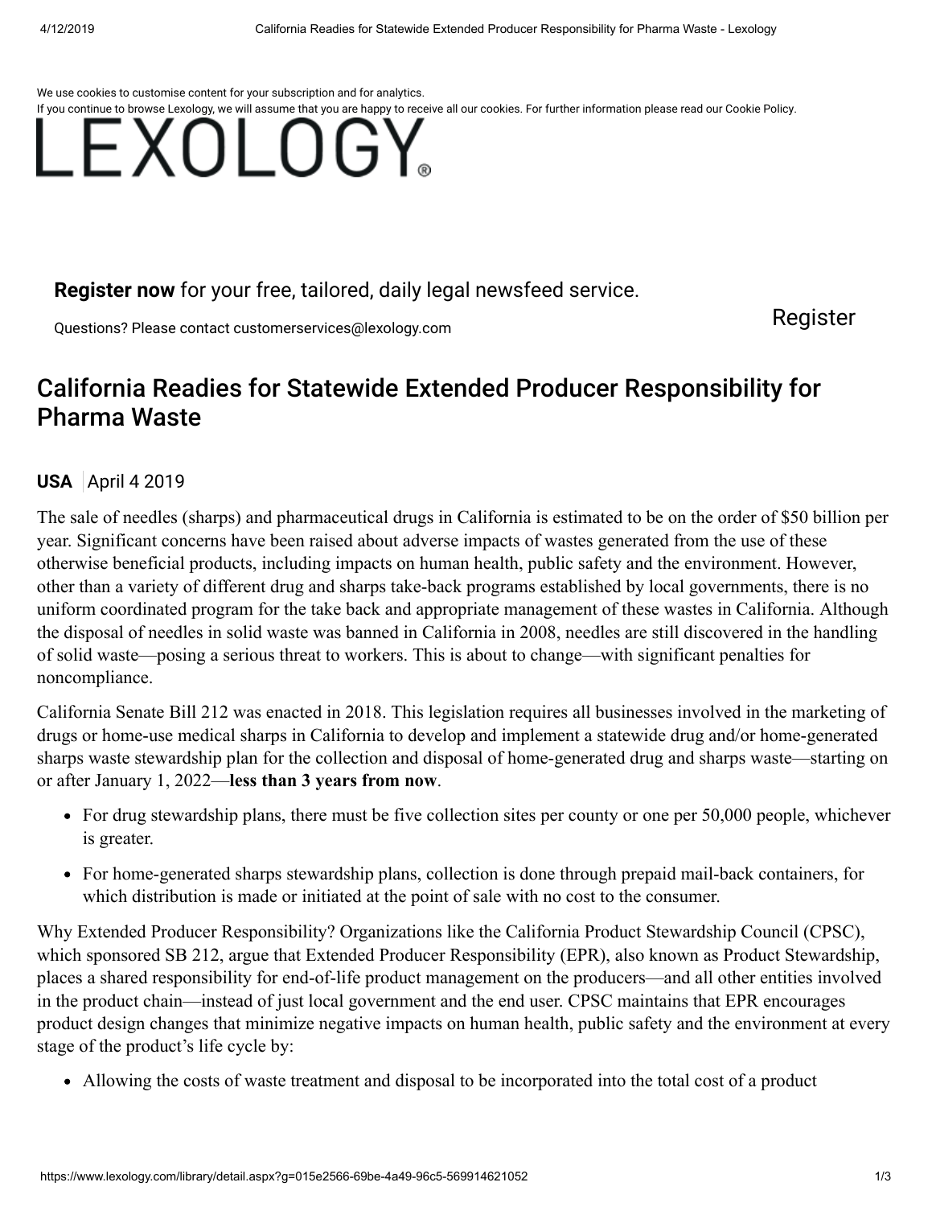We use cookies to customise content for your subscription and for analytics.
If you continue to browse Lexology, we will assume that you are happy to receive all our cookies. For further information please read our Cookie Policy.

LEXOLOGY

**Register now** for your free, tailored, daily legal newsfeed service.

Questions? Please contact customerservices@lexology.com

Register

# California Readies for Statewide Extended Producer Responsibility for Pharma Waste

**USA** | April 4 2019

The sale of needles (sharps) and pharmaceutical drugs in California is estimated to be on the order of $50 billion per year. Significant concerns have been raised about adverse impacts of wastes generated from the use of these otherwise beneficial products, including impacts on human health, public safety and the environment. However, other than a variety of different drug and sharps take-back programs established by local governments, there is no uniform coordinated program for the take back and appropriate management of these wastes in California. Although the disposal of needles in solid waste was banned in California in 2008, needles are still discovered in the handling of solid waste—posing a serious threat to workers. This is about to change—with significant penalties for noncompliance.

California Senate Bill 212 was enacted in 2018. This legislation requires all businesses involved in the marketing of drugs or home-use medical sharps in California to develop and implement a statewide drug and/or home-generated sharps waste stewardship plan for the collection and disposal of home-generated drug and sharps waste—starting on or after January 1, 2022—**less than 3 years from now**.

- For drug stewardship plans, there must be five collection sites per county or one per 50,000 people, whichever is greater.
- For home-generated sharps stewardship plans, collection is done through prepaid mail-back containers, for which distribution is made or initiated at the point of sale with no cost to the consumer.

Why Extended Producer Responsibility? Organizations like the California Product Stewardship Council (CPSC), which sponsored SB 212, argue that Extended Producer Responsibility (EPR), also known as Product Stewardship, places a shared responsibility for end-of-life product management on the producers—and all other entities involved in the product chain—instead of just local government and the end user. CPSC maintains that EPR encourages product design changes that minimize negative impacts on human health, public safety and the environment at every stage of the product's life cycle by:

- Allowing the costs of waste treatment and disposal to be incorporated into the total cost of a product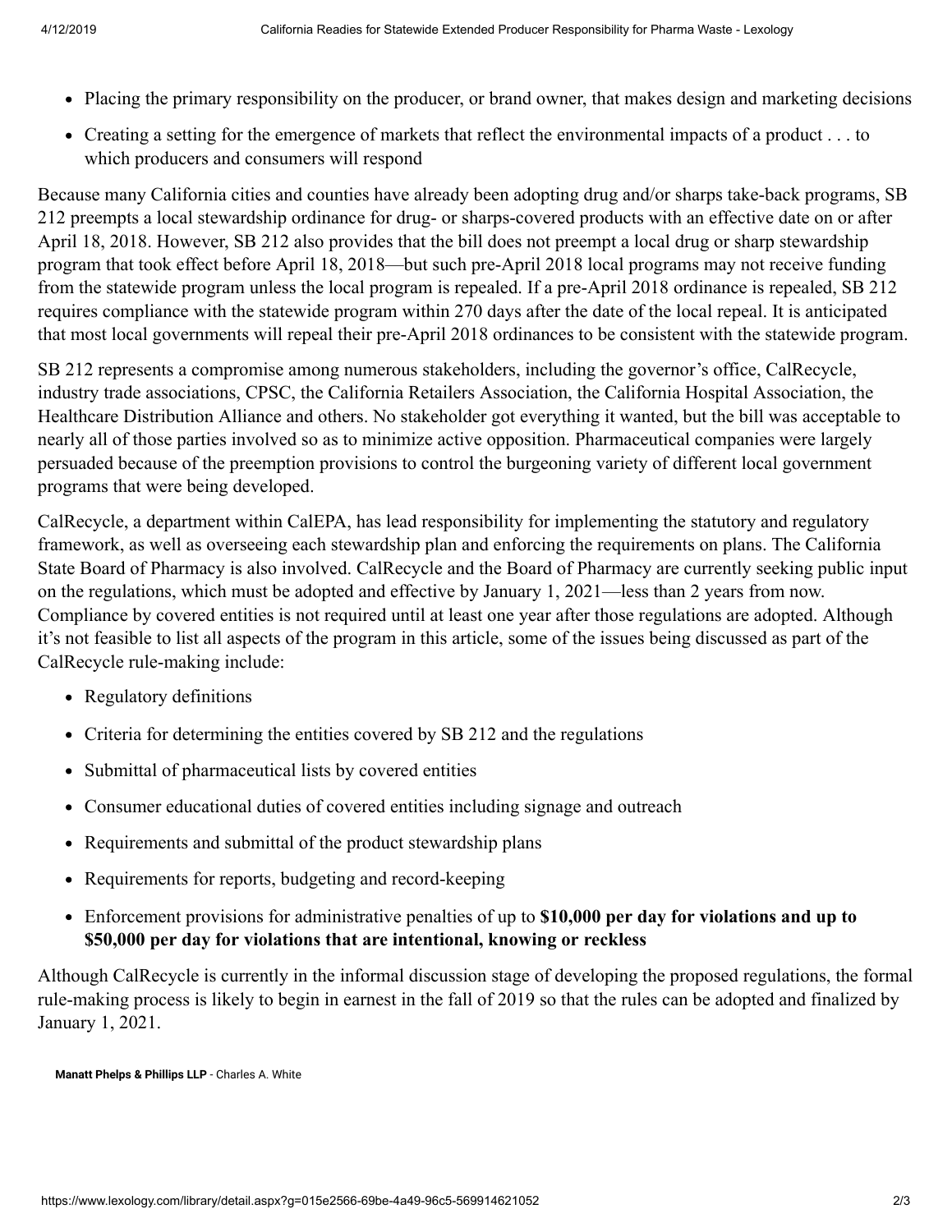- Placing the primary responsibility on the producer, or brand owner, that makes design and marketing decisions
- Creating a setting for the emergence of markets that reflect the environmental impacts of a product . . . to which producers and consumers will respond

Because many California cities and counties have already been adopting drug and/or sharps take-back programs, SB 212 preempts a local stewardship ordinance for drug- or sharps-covered products with an effective date on or after April 18, 2018. However, SB 212 also provides that the bill does not preempt a local drug or sharp stewardship program that took effect before April 18, 2018—but such pre-April 2018 local programs may not receive funding from the statewide program unless the local program is repealed. If a pre-April 2018 ordinance is repealed, SB 212 requires compliance with the statewide program within 270 days after the date of the local repeal. It is anticipated that most local governments will repeal their pre-April 2018 ordinances to be consistent with the statewide program.

SB 212 represents a compromise among numerous stakeholders, including the governor's office, CalRecycle, industry trade associations, CPSC, the California Retailers Association, the California Hospital Association, the Healthcare Distribution Alliance and others. No stakeholder got everything it wanted, but the bill was acceptable to nearly all of those parties involved so as to minimize active opposition. Pharmaceutical companies were largely persuaded because of the preemption provisions to control the burgeoning variety of different local government programs that were being developed.

CalRecycle, a department within CalEPA, has lead responsibility for implementing the statutory and regulatory framework, as well as overseeing each stewardship plan and enforcing the requirements on plans. The California State Board of Pharmacy is also involved. CalRecycle and the Board of Pharmacy are currently seeking public input on the regulations, which must be adopted and effective by January 1, 2021—less than 2 years from now. Compliance by covered entities is not required until at least one year after those regulations are adopted. Although it's not feasible to list all aspects of the program in this article, some of the issues being discussed as part of the CalRecycle rule-making include:

- Regulatory definitions
- Criteria for determining the entities covered by SB 212 and the regulations
- Submittal of pharmaceutical lists by covered entities
- Consumer educational duties of covered entities including signage and outreach
- Requirements and submittal of the product stewardship plans
- Requirements for reports, budgeting and record-keeping
- Enforcement provisions for administrative penalties of up to **$10,000 per day for violations and up to $50,000 per day for violations that are intentional, knowing or reckless**

Although CalRecycle is currently in the informal discussion stage of developing the proposed regulations, the formal rule-making process is likely to begin in earnest in the fall of 2019 so that the rules can be adopted and finalized by January 1, 2021.

**Manatt Phelps & Phillips LLP** - Charles A. White